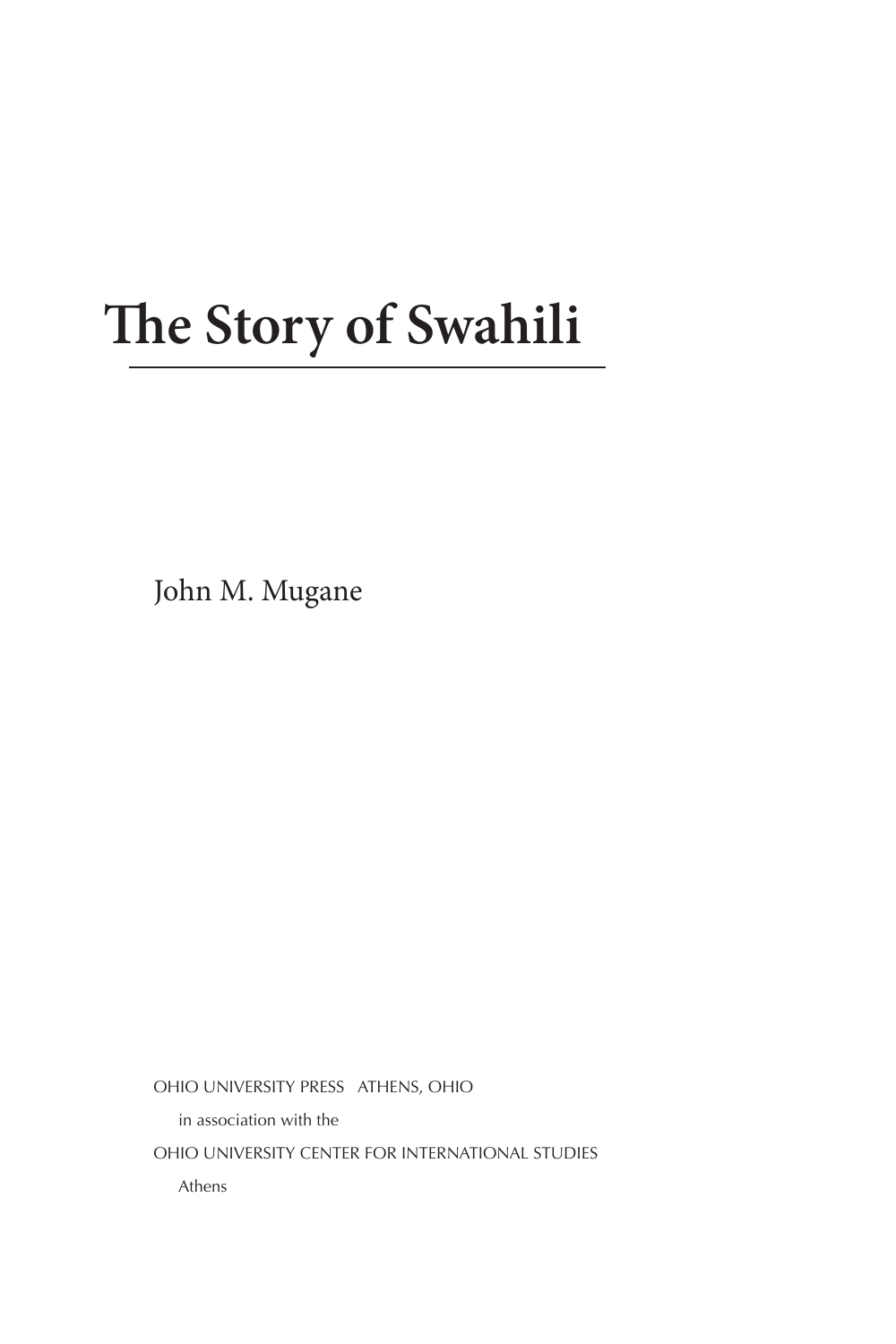# The Story of Swahili

John M. Mugane

OHIO UNIVERSITY PRESS ATHENS, OHIO

in association with the

OHIO UNIVERSITY CENTER FOR INTERNATIONAL STUDIES

Athens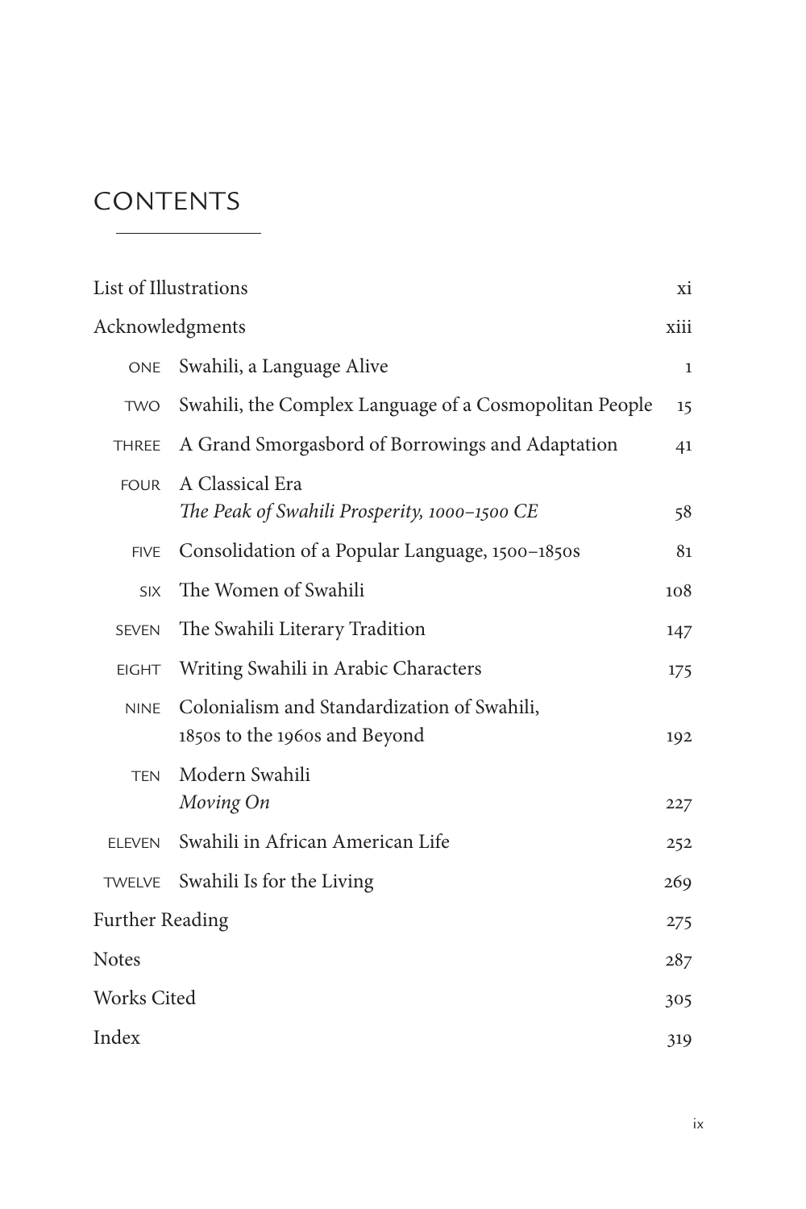# CONTENTS

| | | |
|---|---|---|
| List of Illustrations | | xi |
| Acknowledgments | | xiii |
| ONE | Swahili, a Language Alive | 1 |
| TWO | Swahili, the Complex Language of a Cosmopolitan People | 15 |
| THREE | A Grand Smorgasbord of Borrowings and Adaptation | 41 |
| FOUR | A Classical Era *The Peak of Swahili Prosperity, 1000–1500 CE* | 58 |
| FIVE | Consolidation of a Popular Language, 1500–1850s | 81 |
| SIX | The Women of Swahili | 108 |
| SEVEN | The Swahili Literary Tradition | 147 |
| EIGHT | Writing Swahili in Arabic Characters | 175 |
| NINE | Colonialism and Standardization of Swahili, 1850s to the 1960s and Beyond | 192 |
| TEN | Modern Swahili *Moving On* | 227 |
| ELEVEN | Swahili in African American Life | 252 |
| TWELVE | Swahili Is for the Living | 269 |
| Further Reading | | 275 |
| Notes | | 287 |
| Works Cited | | 305 |
| Index | | 319 |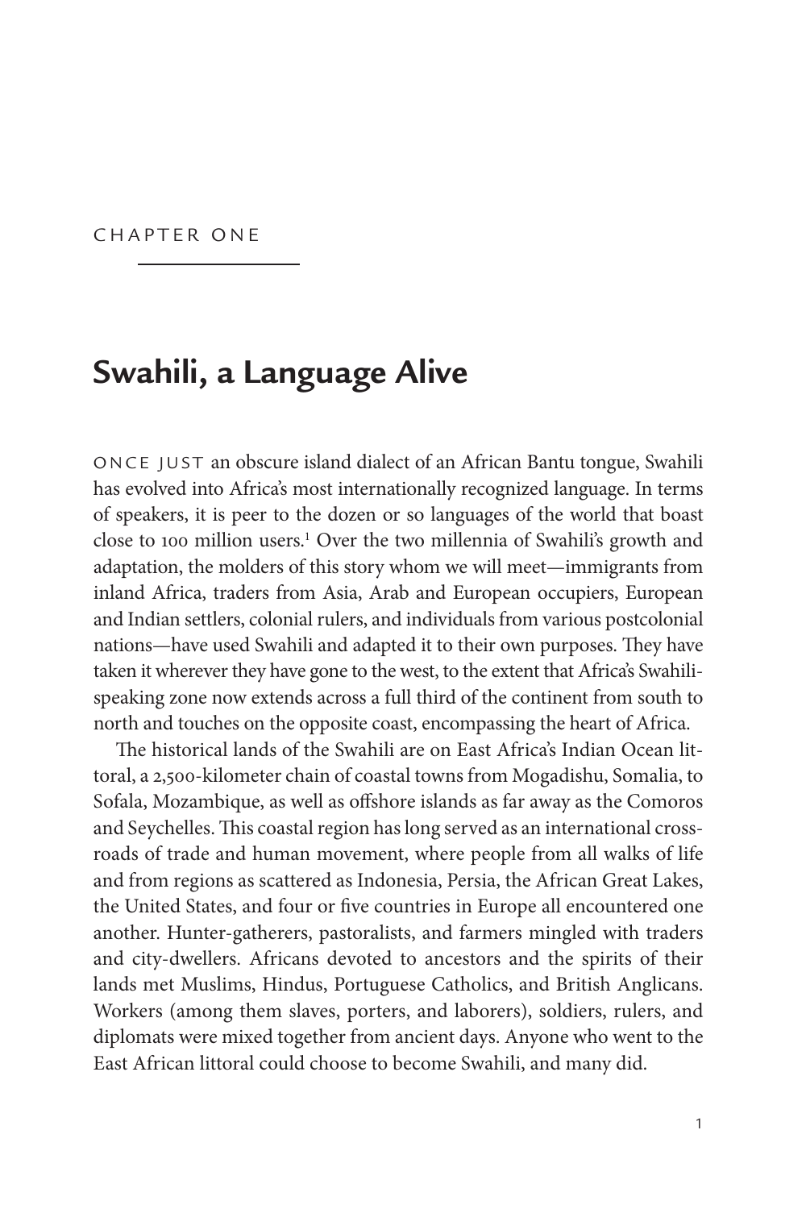CHAPTER ONE

# Swahili, a Language Alive

ONCE JUST an obscure island dialect of an African Bantu tongue, Swahili has evolved into Africa's most internationally recognized language. In terms of speakers, it is peer to the dozen or so languages of the world that boast close to 100 million users.[1] Over the two millennia of Swahili's growth and adaptation, the molders of this story whom we will meet—immigrants from inland Africa, traders from Asia, Arab and European occupiers, European and Indian settlers, colonial rulers, and individuals from various postcolonial nations—have used Swahili and adapted it to their own purposes. They have taken it wherever they have gone to the west, to the extent that Africa's Swahili-speaking zone now extends across a full third of the continent from south to north and touches on the opposite coast, encompassing the heart of Africa.

The historical lands of the Swahili are on East Africa's Indian Ocean littoral, a 2,500-kilometer chain of coastal towns from Mogadishu, Somalia, to Sofala, Mozambique, as well as offshore islands as far away as the Comoros and Seychelles. This coastal region has long served as an international crossroads of trade and human movement, where people from all walks of life and from regions as scattered as Indonesia, Persia, the African Great Lakes, the United States, and four or five countries in Europe all encountered one another. Hunter-gatherers, pastoralists, and farmers mingled with traders and city-dwellers. Africans devoted to ancestors and the spirits of their lands met Muslims, Hindus, Portuguese Catholics, and British Anglicans. Workers (among them slaves, porters, and laborers), soldiers, rulers, and diplomats were mixed together from ancient days. Anyone who went to the East African littoral could choose to become Swahili, and many did.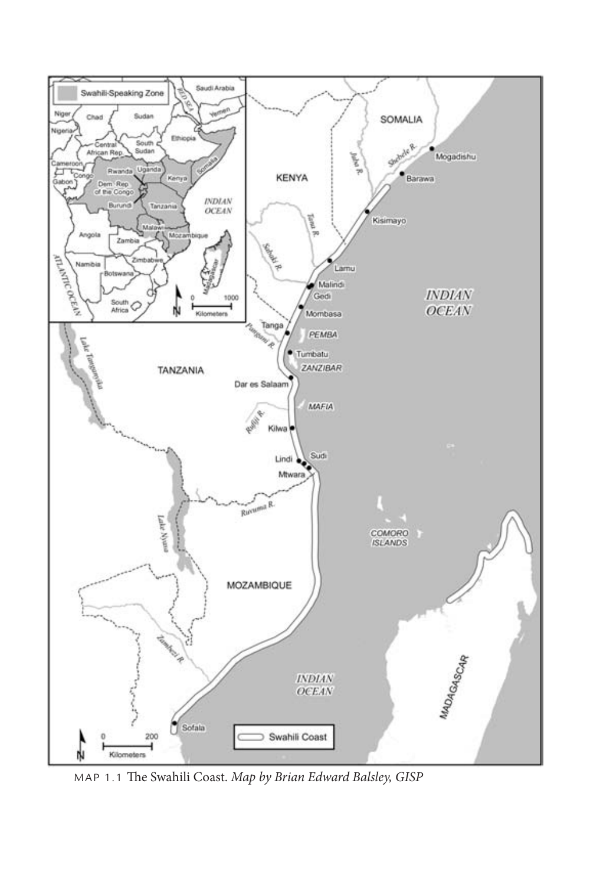MAP 1.1 The Swahili Coast. *Map by Brian Edward Balsley, GISP*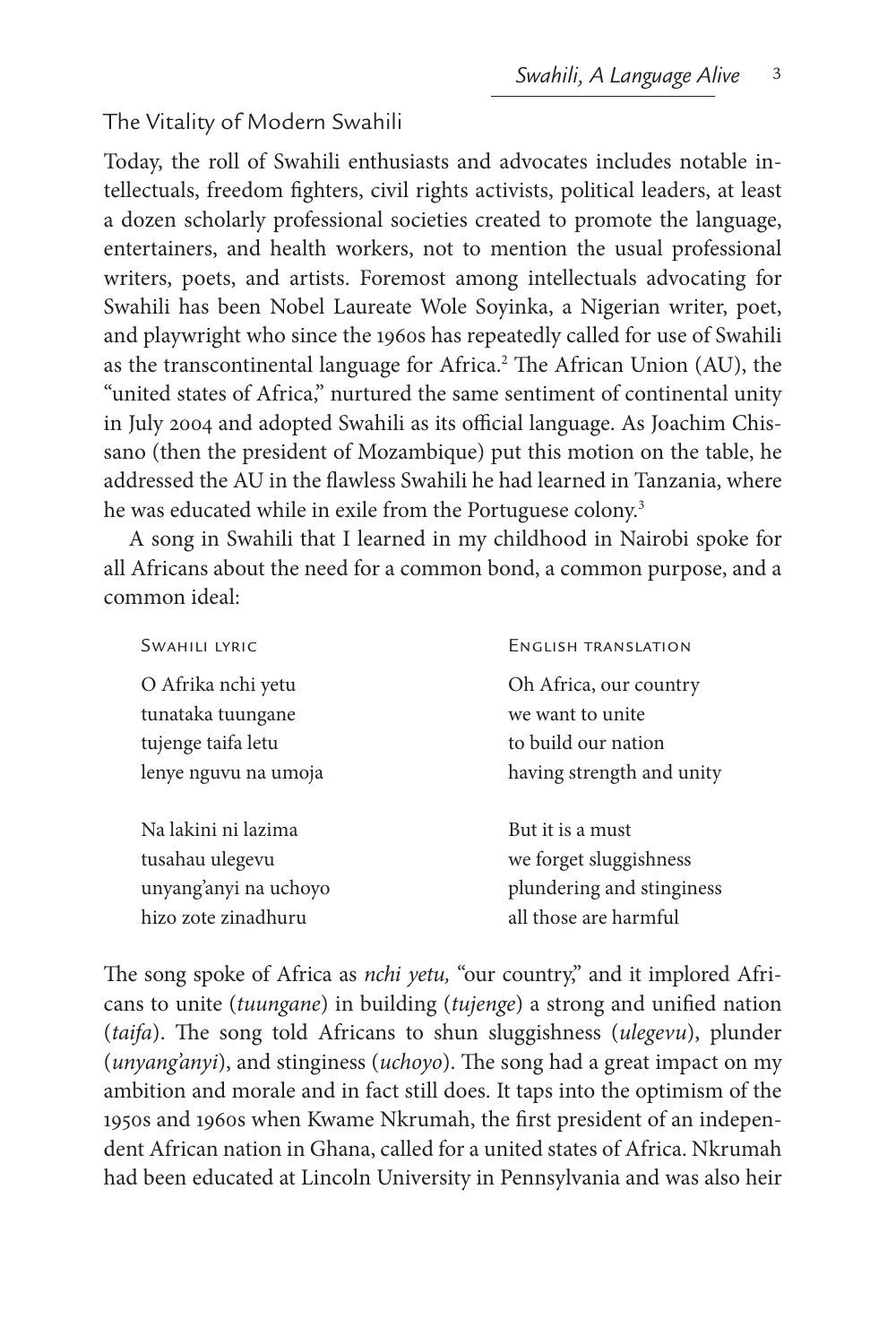## The Vitality of Modern Swahili

Today, the roll of Swahili enthusiasts and advocates includes notable intellectuals, freedom fighters, civil rights activists, political leaders, at least a dozen scholarly professional societies created to promote the language, entertainers, and health workers, not to mention the usual professional writers, poets, and artists. Foremost among intellectuals advocating for Swahili has been Nobel Laureate Wole Soyinka, a Nigerian writer, poet, and playwright who since the 1960s has repeatedly called for use of Swahili as the transcontinental language for Africa.[2] The African Union (AU), the "united states of Africa," nurtured the same sentiment of continental unity in July 2004 and adopted Swahili as its official language. As Joachim Chissano (then the president of Mozambique) put this motion on the table, he addressed the AU in the flawless Swahili he had learned in Tanzania, where he was educated while in exile from the Portuguese colony.[3]

A song in Swahili that I learned in my childhood in Nairobi spoke for all Africans about the need for a common bond, a common purpose, and a common ideal:

| Swahili lyric | English translation |
|---|---|
| O Afrika nchi yetu | Oh Africa, our country |
| tunataka tuungane | we want to unite |
| tujenge taifa letu | to build our nation |
| lenye nguvu na umoja | having strength and unity |
| | |
| Na lakini ni lazima | But it is a must |
| tusahau ulegevu | we forget sluggishness |
| unyang'anyi na uchoyo | plundering and stinginess |
| hizo zote zinadhuru | all those are harmful |

The song spoke of Africa as *nchi yetu,* "our country," and it implored Africans to unite (*tuungane*) in building (*tujenge*) a strong and unified nation (*taifa*). The song told Africans to shun sluggishness (*ulegevu*), plunder (*unyang'anyi*), and stinginess (*uchoyo*). The song had a great impact on my ambition and morale and in fact still does. It taps into the optimism of the 1950s and 1960s when Kwame Nkrumah, the first president of an independent African nation in Ghana, called for a united states of Africa. Nkrumah had been educated at Lincoln University in Pennsylvania and was also heir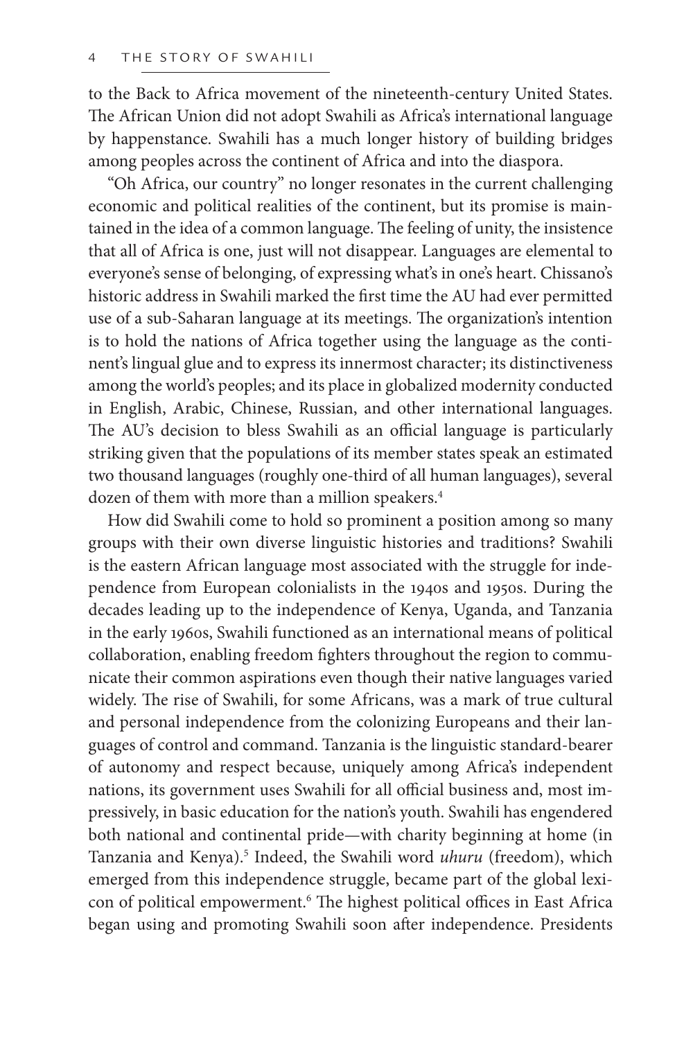to the Back to Africa movement of the nineteenth-century United States. The African Union did not adopt Swahili as Africa's international language by happenstance. Swahili has a much longer history of building bridges among peoples across the continent of Africa and into the diaspora.

"Oh Africa, our country" no longer resonates in the current challenging economic and political realities of the continent, but its promise is maintained in the idea of a common language. The feeling of unity, the insistence that all of Africa is one, just will not disappear. Languages are elemental to everyone's sense of belonging, of expressing what's in one's heart. Chissano's historic address in Swahili marked the first time the AU had ever permitted use of a sub-Saharan language at its meetings. The organization's intention is to hold the nations of Africa together using the language as the continent's lingual glue and to express its innermost character; its distinctiveness among the world's peoples; and its place in globalized modernity conducted in English, Arabic, Chinese, Russian, and other international languages. The AU's decision to bless Swahili as an official language is particularly striking given that the populations of its member states speak an estimated two thousand languages (roughly one-third of all human languages), several dozen of them with more than a million speakers.[4]

How did Swahili come to hold so prominent a position among so many groups with their own diverse linguistic histories and traditions? Swahili is the eastern African language most associated with the struggle for independence from European colonialists in the 1940s and 1950s. During the decades leading up to the independence of Kenya, Uganda, and Tanzania in the early 1960s, Swahili functioned as an international means of political collaboration, enabling freedom fighters throughout the region to communicate their common aspirations even though their native languages varied widely. The rise of Swahili, for some Africans, was a mark of true cultural and personal independence from the colonizing Europeans and their languages of control and command. Tanzania is the linguistic standard-bearer of autonomy and respect because, uniquely among Africa's independent nations, its government uses Swahili for all official business and, most impressively, in basic education for the nation's youth. Swahili has engendered both national and continental pride—with charity beginning at home (in Tanzania and Kenya).[5] Indeed, the Swahili word *uhuru* (freedom), which emerged from this independence struggle, became part of the global lexicon of political empowerment.[6] The highest political offices in East Africa began using and promoting Swahili soon after independence. Presidents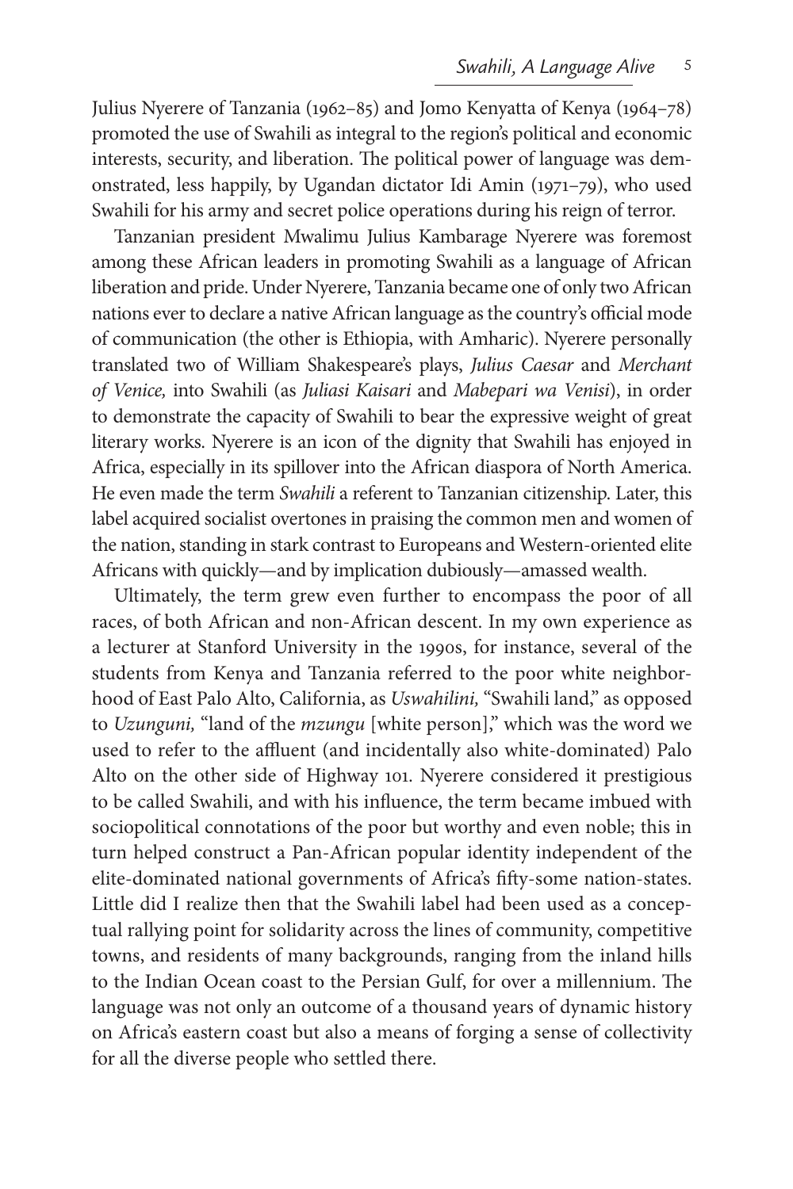Julius Nyerere of Tanzania (1962–85) and Jomo Kenyatta of Kenya (1964–78) promoted the use of Swahili as integral to the region's political and economic interests, security, and liberation. The political power of language was demonstrated, less happily, by Ugandan dictator Idi Amin (1971–79), who used Swahili for his army and secret police operations during his reign of terror.

Tanzanian president Mwalimu Julius Kambarage Nyerere was foremost among these African leaders in promoting Swahili as a language of African liberation and pride. Under Nyerere, Tanzania became one of only two African nations ever to declare a native African language as the country's official mode of communication (the other is Ethiopia, with Amharic). Nyerere personally translated two of William Shakespeare's plays, *Julius Caesar* and *Merchant of Venice,* into Swahili (as *Juliasi Kaisari* and *Mabepari wa Venisi*), in order to demonstrate the capacity of Swahili to bear the expressive weight of great literary works. Nyerere is an icon of the dignity that Swahili has enjoyed in Africa, especially in its spillover into the African diaspora of North America. He even made the term *Swahili* a referent to Tanzanian citizenship. Later, this label acquired socialist overtones in praising the common men and women of the nation, standing in stark contrast to Europeans and Western-oriented elite Africans with quickly—and by implication dubiously—amassed wealth.

Ultimately, the term grew even further to encompass the poor of all races, of both African and non-African descent. In my own experience as a lecturer at Stanford University in the 1990s, for instance, several of the students from Kenya and Tanzania referred to the poor white neighborhood of East Palo Alto, California, as *Uswahilini,* "Swahili land," as opposed to *Uzunguni,* "land of the *mzungu* [white person]," which was the word we used to refer to the affluent (and incidentally also white-dominated) Palo Alto on the other side of Highway 101. Nyerere considered it prestigious to be called Swahili, and with his influence, the term became imbued with sociopolitical connotations of the poor but worthy and even noble; this in turn helped construct a Pan-African popular identity independent of the elite-dominated national governments of Africa's fifty-some nation-states. Little did I realize then that the Swahili label had been used as a conceptual rallying point for solidarity across the lines of community, competitive towns, and residents of many backgrounds, ranging from the inland hills to the Indian Ocean coast to the Persian Gulf, for over a millennium. The language was not only an outcome of a thousand years of dynamic history on Africa's eastern coast but also a means of forging a sense of collectivity for all the diverse people who settled there.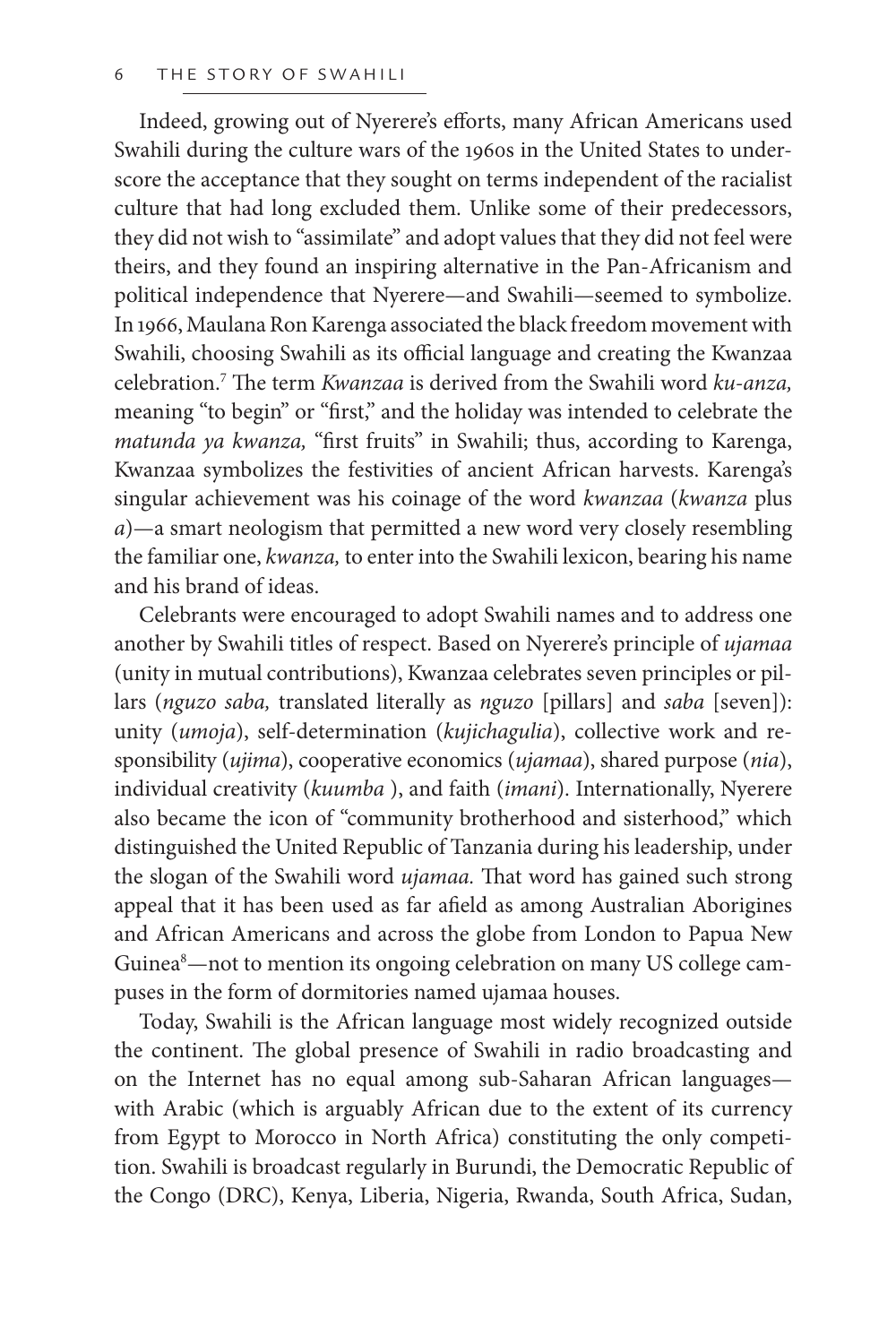Indeed, growing out of Nyerere's efforts, many African Americans used Swahili during the culture wars of the 1960s in the United States to underscore the acceptance that they sought on terms independent of the racialist culture that had long excluded them. Unlike some of their predecessors, they did not wish to "assimilate" and adopt values that they did not feel were theirs, and they found an inspiring alternative in the Pan-Africanism and political independence that Nyerere—and Swahili—seemed to symbolize. In 1966, Maulana Ron Karenga associated the black freedom movement with Swahili, choosing Swahili as its official language and creating the Kwanzaa celebration.[7] The term *Kwanzaa* is derived from the Swahili word *ku-anza,* meaning "to begin" or "first," and the holiday was intended to celebrate the *matunda ya kwanza,* "first fruits" in Swahili; thus, according to Karenga, Kwanzaa symbolizes the festivities of ancient African harvests. Karenga's singular achievement was his coinage of the word *kwanzaa* (*kwanza* plus *a*)—a smart neologism that permitted a new word very closely resembling the familiar one, *kwanza,* to enter into the Swahili lexicon, bearing his name and his brand of ideas.

Celebrants were encouraged to adopt Swahili names and to address one another by Swahili titles of respect. Based on Nyerere's principle of *ujamaa* (unity in mutual contributions), Kwanzaa celebrates seven principles or pillars (*nguzo saba,* translated literally as *nguzo* [pillars] and *saba* [seven]): unity (*umoja*), self-determination (*kujichagulia*), collective work and responsibility (*ujima*), cooperative economics (*ujamaa*), shared purpose (*nia*), individual creativity (*kuumba* ), and faith (*imani*). Internationally, Nyerere also became the icon of "community brotherhood and sisterhood," which distinguished the United Republic of Tanzania during his leadership, under the slogan of the Swahili word *ujamaa.* That word has gained such strong appeal that it has been used as far afield as among Australian Aborigines and African Americans and across the globe from London to Papua New Guinea[8]—not to mention its ongoing celebration on many US college campuses in the form of dormitories named ujamaa houses.

Today, Swahili is the African language most widely recognized outside the continent. The global presence of Swahili in radio broadcasting and on the Internet has no equal among sub-Saharan African languages—with Arabic (which is arguably African due to the extent of its currency from Egypt to Morocco in North Africa) constituting the only competition. Swahili is broadcast regularly in Burundi, the Democratic Republic of the Congo (DRC), Kenya, Liberia, Nigeria, Rwanda, South Africa, Sudan,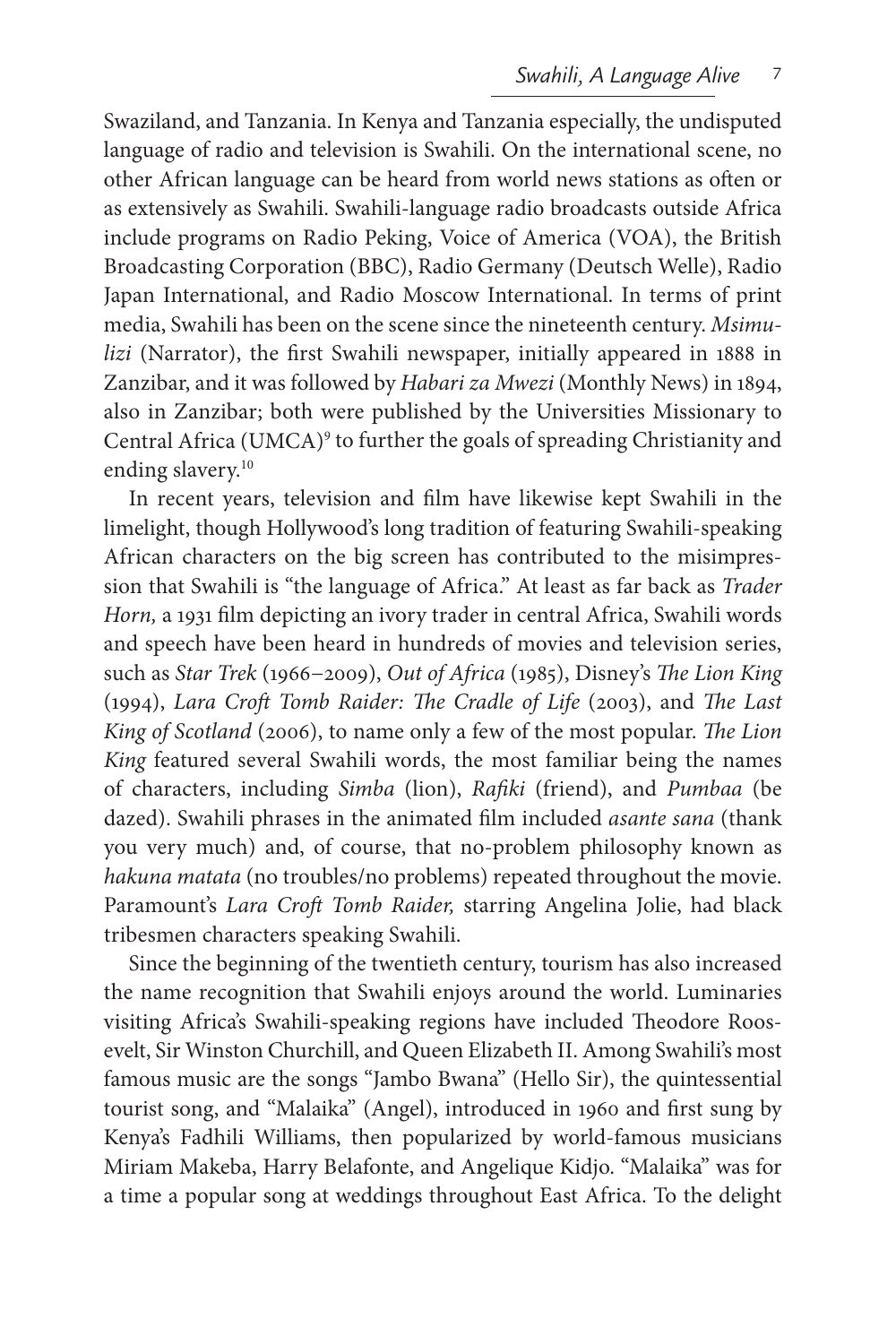Swaziland, and Tanzania. In Kenya and Tanzania especially, the undisputed language of radio and television is Swahili. On the international scene, no other African language can be heard from world news stations as often or as extensively as Swahili. Swahili-language radio broadcasts outside Africa include programs on Radio Peking, Voice of America (VOA), the British Broadcasting Corporation (BBC), Radio Germany (Deutsch Welle), Radio Japan International, and Radio Moscow International. In terms of print media, Swahili has been on the scene since the nineteenth century. *Msimulizi* (Narrator), the first Swahili newspaper, initially appeared in 1888 in Zanzibar, and it was followed by *Habari za Mwezi* (Monthly News) in 1894, also in Zanzibar; both were published by the Universities Missionary to Central Africa (UMCA)[9] to further the goals of spreading Christianity and ending slavery.[10]

In recent years, television and film have likewise kept Swahili in the limelight, though Hollywood's long tradition of featuring Swahili-speaking African characters on the big screen has contributed to the misimpression that Swahili is "the language of Africa." At least as far back as *Trader Horn,* a 1931 film depicting an ivory trader in central Africa, Swahili words and speech have been heard in hundreds of movies and television series, such as *Star Trek* (1966–2009), *Out of Africa* (1985), Disney's *The Lion King* (1994), *Lara Croft Tomb Raider: The Cradle of Life* (2003), and *The Last King of Scotland* (2006), to name only a few of the most popular. *The Lion King* featured several Swahili words, the most familiar being the names of characters, including *Simba* (lion), *Rafiki* (friend), and *Pumbaa* (be dazed). Swahili phrases in the animated film included *asante sana* (thank you very much) and, of course, that no-problem philosophy known as *hakuna matata* (no troubles/no problems) repeated throughout the movie. Paramount's *Lara Croft Tomb Raider,* starring Angelina Jolie, had black tribesmen characters speaking Swahili.

Since the beginning of the twentieth century, tourism has also increased the name recognition that Swahili enjoys around the world. Luminaries visiting Africa's Swahili-speaking regions have included Theodore Roosevelt, Sir Winston Churchill, and Queen Elizabeth II. Among Swahili's most famous music are the songs "Jambo Bwana" (Hello Sir), the quintessential tourist song, and "Malaika" (Angel), introduced in 1960 and first sung by Kenya's Fadhili Williams, then popularized by world-famous musicians Miriam Makeba, Harry Belafonte, and Angelique Kidjo. "Malaika" was for a time a popular song at weddings throughout East Africa. To the delight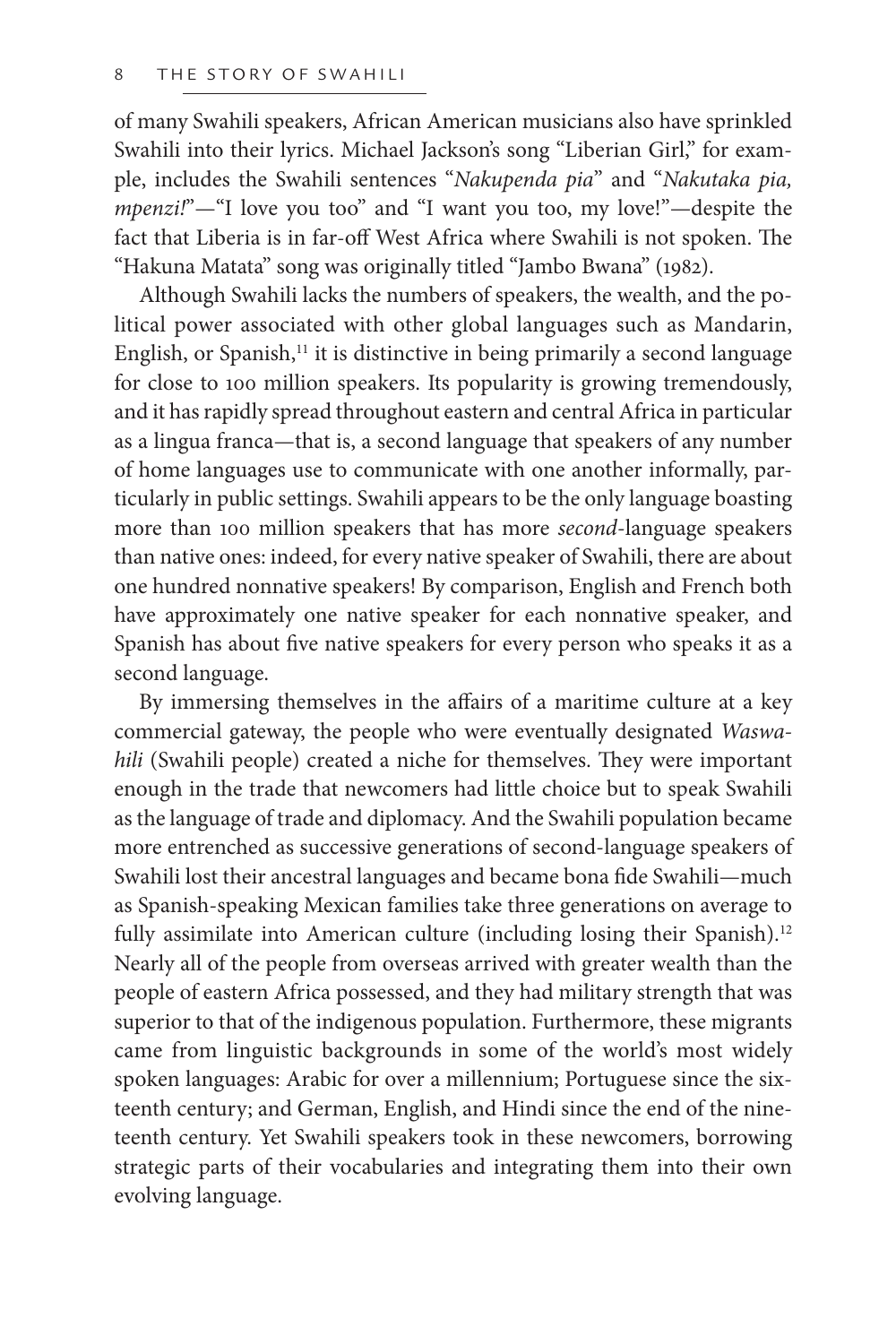of many Swahili speakers, African American musicians also have sprinkled Swahili into their lyrics. Michael Jackson's song "Liberian Girl," for example, includes the Swahili sentences "*Nakupenda pia*" and "*Nakutaka pia, mpenzi!*"—"I love you too" and "I want you too, my love!"—despite the fact that Liberia is in far-off West Africa where Swahili is not spoken. The "Hakuna Matata" song was originally titled "Jambo Bwana" (1982).

Although Swahili lacks the numbers of speakers, the wealth, and the political power associated with other global languages such as Mandarin, English, or Spanish,[11] it is distinctive in being primarily a second language for close to 100 million speakers. Its popularity is growing tremendously, and it has rapidly spread throughout eastern and central Africa in particular as a lingua franca—that is, a second language that speakers of any number of home languages use to communicate with one another informally, particularly in public settings. Swahili appears to be the only language boasting more than 100 million speakers that has more *second*-language speakers than native ones: indeed, for every native speaker of Swahili, there are about one hundred nonnative speakers! By comparison, English and French both have approximately one native speaker for each nonnative speaker, and Spanish has about five native speakers for every person who speaks it as a second language.

By immersing themselves in the affairs of a maritime culture at a key commercial gateway, the people who were eventually designated *Waswahili* (Swahili people) created a niche for themselves. They were important enough in the trade that newcomers had little choice but to speak Swahili as the language of trade and diplomacy. And the Swahili population became more entrenched as successive generations of second-language speakers of Swahili lost their ancestral languages and became bona fide Swahili—much as Spanish-speaking Mexican families take three generations on average to fully assimilate into American culture (including losing their Spanish).[12] Nearly all of the people from overseas arrived with greater wealth than the people of eastern Africa possessed, and they had military strength that was superior to that of the indigenous population. Furthermore, these migrants came from linguistic backgrounds in some of the world's most widely spoken languages: Arabic for over a millennium; Portuguese since the sixteenth century; and German, English, and Hindi since the end of the nineteenth century. Yet Swahili speakers took in these newcomers, borrowing strategic parts of their vocabularies and integrating them into their own evolving language.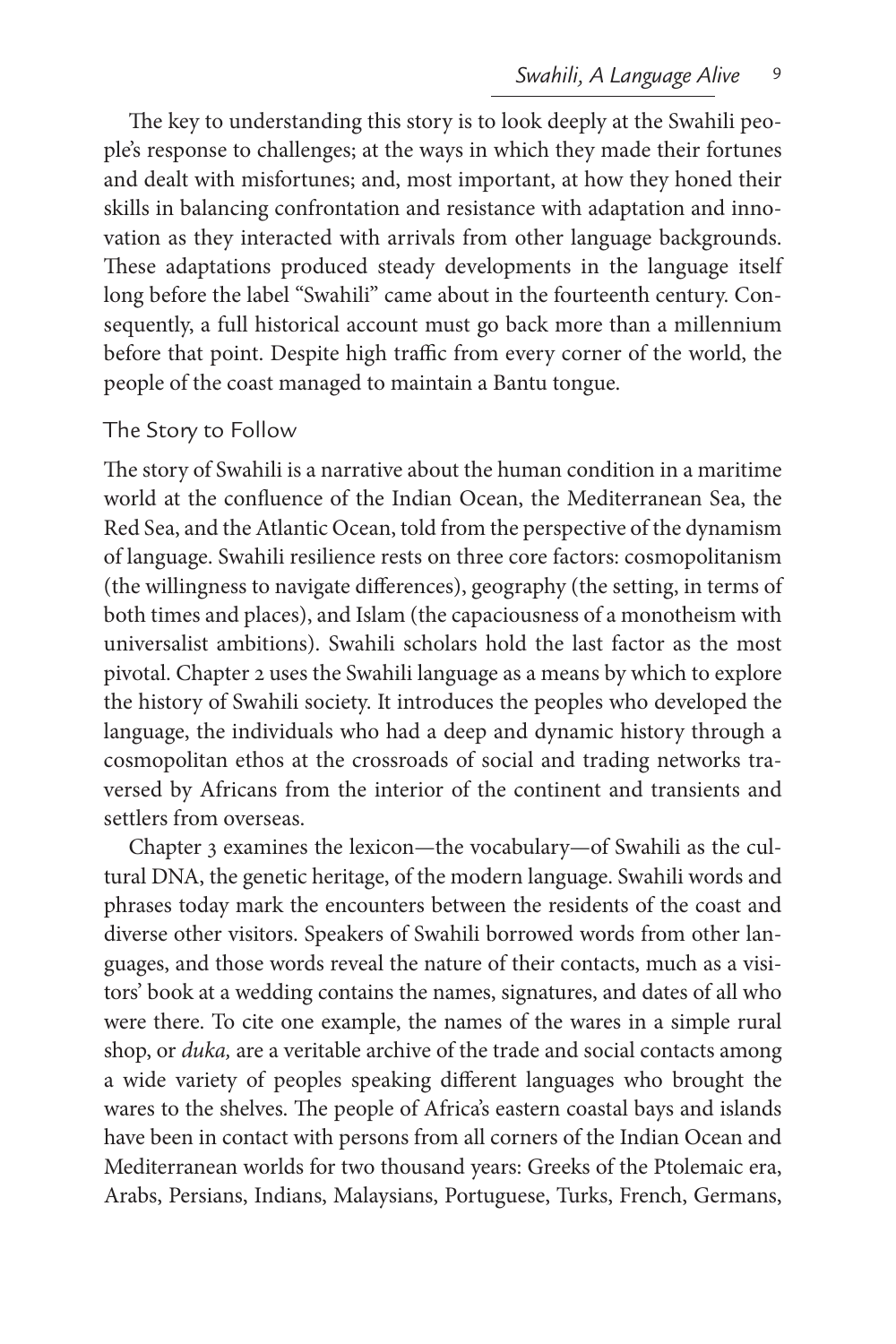The key to understanding this story is to look deeply at the Swahili people's response to challenges; at the ways in which they made their fortunes and dealt with misfortunes; and, most important, at how they honed their skills in balancing confrontation and resistance with adaptation and innovation as they interacted with arrivals from other language backgrounds. These adaptations produced steady developments in the language itself long before the label "Swahili" came about in the fourteenth century. Consequently, a full historical account must go back more than a millennium before that point. Despite high traffic from every corner of the world, the people of the coast managed to maintain a Bantu tongue.

## The Story to Follow

The story of Swahili is a narrative about the human condition in a maritime world at the confluence of the Indian Ocean, the Mediterranean Sea, the Red Sea, and the Atlantic Ocean, told from the perspective of the dynamism of language. Swahili resilience rests on three core factors: cosmopolitanism (the willingness to navigate differences), geography (the setting, in terms of both times and places), and Islam (the capaciousness of a monotheism with universalist ambitions). Swahili scholars hold the last factor as the most pivotal. Chapter 2 uses the Swahili language as a means by which to explore the history of Swahili society. It introduces the peoples who developed the language, the individuals who had a deep and dynamic history through a cosmopolitan ethos at the crossroads of social and trading networks traversed by Africans from the interior of the continent and transients and settlers from overseas.

Chapter 3 examines the lexicon—the vocabulary—of Swahili as the cultural DNA, the genetic heritage, of the modern language. Swahili words and phrases today mark the encounters between the residents of the coast and diverse other visitors. Speakers of Swahili borrowed words from other languages, and those words reveal the nature of their contacts, much as a visitors' book at a wedding contains the names, signatures, and dates of all who were there. To cite one example, the names of the wares in a simple rural shop, or *duka,* are a veritable archive of the trade and social contacts among a wide variety of peoples speaking different languages who brought the wares to the shelves. The people of Africa's eastern coastal bays and islands have been in contact with persons from all corners of the Indian Ocean and Mediterranean worlds for two thousand years: Greeks of the Ptolemaic era, Arabs, Persians, Indians, Malaysians, Portuguese, Turks, French, Germans,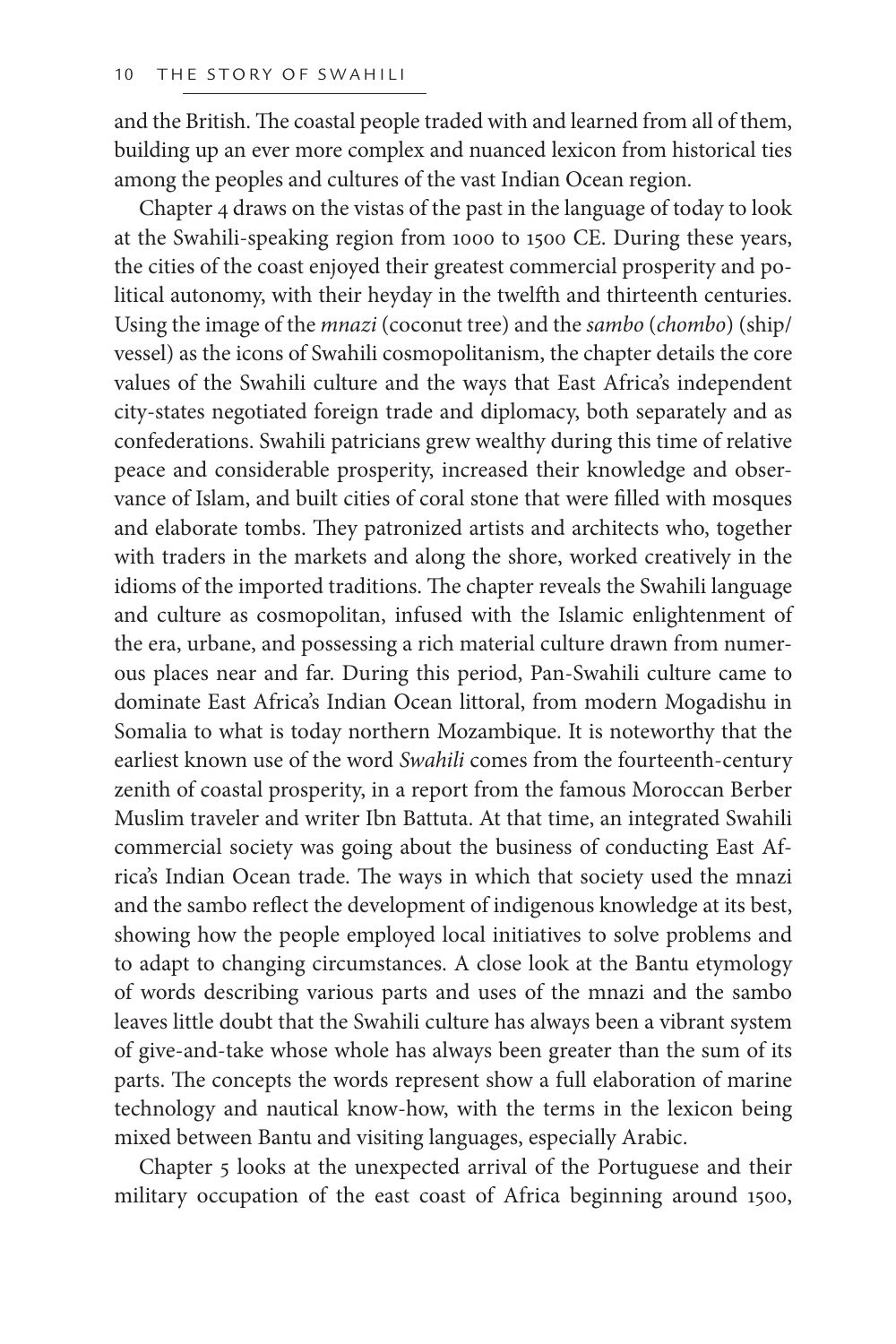and the British. The coastal people traded with and learned from all of them, building up an ever more complex and nuanced lexicon from historical ties among the peoples and cultures of the vast Indian Ocean region.

Chapter 4 draws on the vistas of the past in the language of today to look at the Swahili-speaking region from 1000 to 1500 CE. During these years, the cities of the coast enjoyed their greatest commercial prosperity and political autonomy, with their heyday in the twelfth and thirteenth centuries. Using the image of the *mnazi* (coconut tree) and the *sambo* (*chombo*) (ship/vessel) as the icons of Swahili cosmopolitanism, the chapter details the core values of the Swahili culture and the ways that East Africa's independent city-states negotiated foreign trade and diplomacy, both separately and as confederations. Swahili patricians grew wealthy during this time of relative peace and considerable prosperity, increased their knowledge and observance of Islam, and built cities of coral stone that were filled with mosques and elaborate tombs. They patronized artists and architects who, together with traders in the markets and along the shore, worked creatively in the idioms of the imported traditions. The chapter reveals the Swahili language and culture as cosmopolitan, infused with the Islamic enlightenment of the era, urbane, and possessing a rich material culture drawn from numerous places near and far. During this period, Pan-Swahili culture came to dominate East Africa's Indian Ocean littoral, from modern Mogadishu in Somalia to what is today northern Mozambique. It is noteworthy that the earliest known use of the word *Swahili* comes from the fourteenth-century zenith of coastal prosperity, in a report from the famous Moroccan Berber Muslim traveler and writer Ibn Battuta. At that time, an integrated Swahili commercial society was going about the business of conducting East Africa's Indian Ocean trade. The ways in which that society used the mnazi and the sambo reflect the development of indigenous knowledge at its best, showing how the people employed local initiatives to solve problems and to adapt to changing circumstances. A close look at the Bantu etymology of words describing various parts and uses of the mnazi and the sambo leaves little doubt that the Swahili culture has always been a vibrant system of give-and-take whose whole has always been greater than the sum of its parts. The concepts the words represent show a full elaboration of marine technology and nautical know-how, with the terms in the lexicon being mixed between Bantu and visiting languages, especially Arabic.

Chapter 5 looks at the unexpected arrival of the Portuguese and their military occupation of the east coast of Africa beginning around 1500,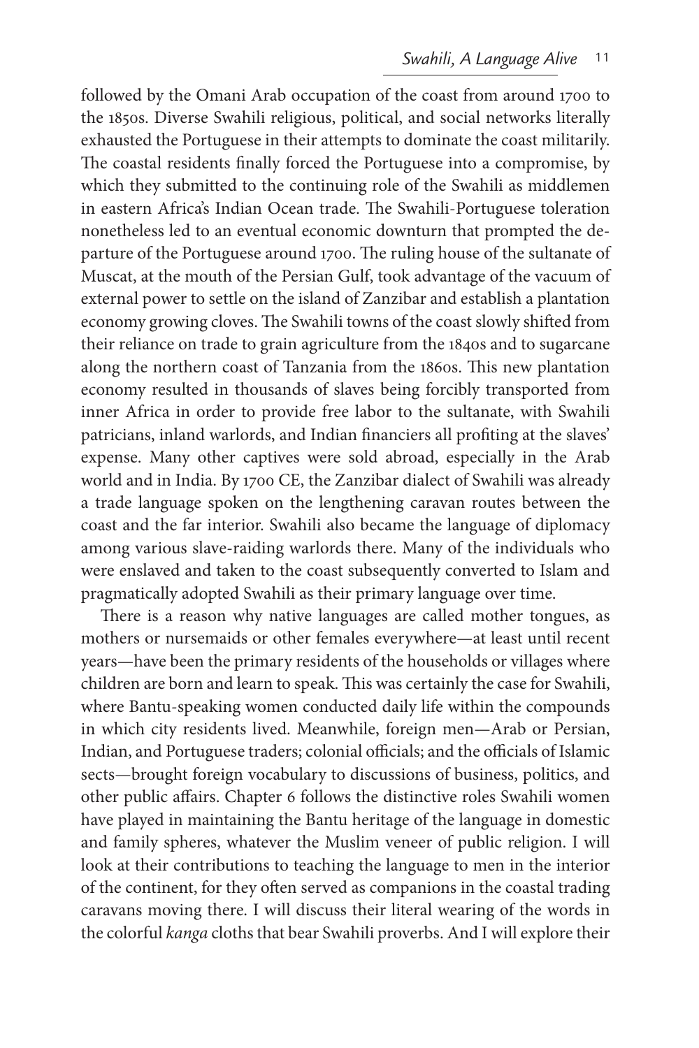followed by the Omani Arab occupation of the coast from around 1700 to the 1850s. Diverse Swahili religious, political, and social networks literally exhausted the Portuguese in their attempts to dominate the coast militarily. The coastal residents finally forced the Portuguese into a compromise, by which they submitted to the continuing role of the Swahili as middlemen in eastern Africa's Indian Ocean trade. The Swahili-Portuguese toleration nonetheless led to an eventual economic downturn that prompted the departure of the Portuguese around 1700. The ruling house of the sultanate of Muscat, at the mouth of the Persian Gulf, took advantage of the vacuum of external power to settle on the island of Zanzibar and establish a plantation economy growing cloves. The Swahili towns of the coast slowly shifted from their reliance on trade to grain agriculture from the 1840s and to sugarcane along the northern coast of Tanzania from the 1860s. This new plantation economy resulted in thousands of slaves being forcibly transported from inner Africa in order to provide free labor to the sultanate, with Swahili patricians, inland warlords, and Indian financiers all profiting at the slaves' expense. Many other captives were sold abroad, especially in the Arab world and in India. By 1700 CE, the Zanzibar dialect of Swahili was already a trade language spoken on the lengthening caravan routes between the coast and the far interior. Swahili also became the language of diplomacy among various slave-raiding warlords there. Many of the individuals who were enslaved and taken to the coast subsequently converted to Islam and pragmatically adopted Swahili as their primary language over time.

There is a reason why native languages are called mother tongues, as mothers or nursemaids or other females everywhere—at least until recent years—have been the primary residents of the households or villages where children are born and learn to speak. This was certainly the case for Swahili, where Bantu-speaking women conducted daily life within the compounds in which city residents lived. Meanwhile, foreign men—Arab or Persian, Indian, and Portuguese traders; colonial officials; and the officials of Islamic sects—brought foreign vocabulary to discussions of business, politics, and other public affairs. Chapter 6 follows the distinctive roles Swahili women have played in maintaining the Bantu heritage of the language in domestic and family spheres, whatever the Muslim veneer of public religion. I will look at their contributions to teaching the language to men in the interior of the continent, for they often served as companions in the coastal trading caravans moving there. I will discuss their literal wearing of the words in the colorful *kanga* cloths that bear Swahili proverbs. And I will explore their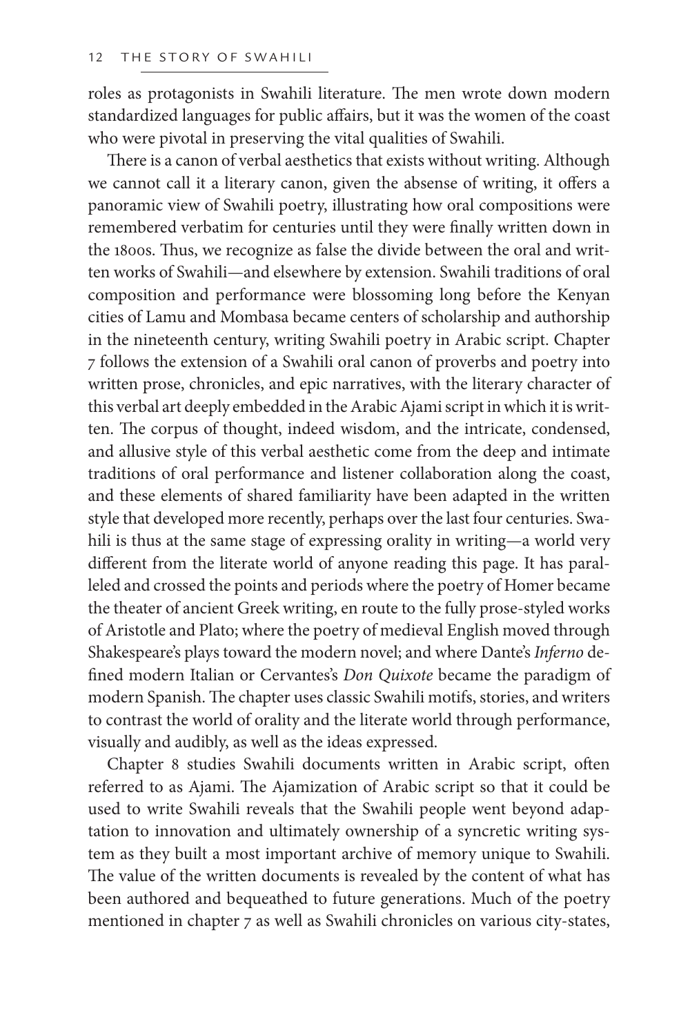roles as protagonists in Swahili literature. The men wrote down modern standardized languages for public affairs, but it was the women of the coast who were pivotal in preserving the vital qualities of Swahili.

There is a canon of verbal aesthetics that exists without writing. Although we cannot call it a literary canon, given the absense of writing, it offers a panoramic view of Swahili poetry, illustrating how oral compositions were remembered verbatim for centuries until they were finally written down in the 1800s. Thus, we recognize as false the divide between the oral and written works of Swahili—and elsewhere by extension. Swahili traditions of oral composition and performance were blossoming long before the Kenyan cities of Lamu and Mombasa became centers of scholarship and authorship in the nineteenth century, writing Swahili poetry in Arabic script. Chapter 7 follows the extension of a Swahili oral canon of proverbs and poetry into written prose, chronicles, and epic narratives, with the literary character of this verbal art deeply embedded in the Arabic Ajami script in which it is written. The corpus of thought, indeed wisdom, and the intricate, condensed, and allusive style of this verbal aesthetic come from the deep and intimate traditions of oral performance and listener collaboration along the coast, and these elements of shared familiarity have been adapted in the written style that developed more recently, perhaps over the last four centuries. Swahili is thus at the same stage of expressing orality in writing—a world very different from the literate world of anyone reading this page. It has paralleled and crossed the points and periods where the poetry of Homer became the theater of ancient Greek writing, en route to the fully prose-styled works of Aristotle and Plato; where the poetry of medieval English moved through Shakespeare's plays toward the modern novel; and where Dante's *Inferno* defined modern Italian or Cervantes's *Don Quixote* became the paradigm of modern Spanish. The chapter uses classic Swahili motifs, stories, and writers to contrast the world of orality and the literate world through performance, visually and audibly, as well as the ideas expressed.

Chapter 8 studies Swahili documents written in Arabic script, often referred to as Ajami. The Ajamization of Arabic script so that it could be used to write Swahili reveals that the Swahili people went beyond adaptation to innovation and ultimately ownership of a syncretic writing system as they built a most important archive of memory unique to Swahili. The value of the written documents is revealed by the content of what has been authored and bequeathed to future generations. Much of the poetry mentioned in chapter 7 as well as Swahili chronicles on various city-states,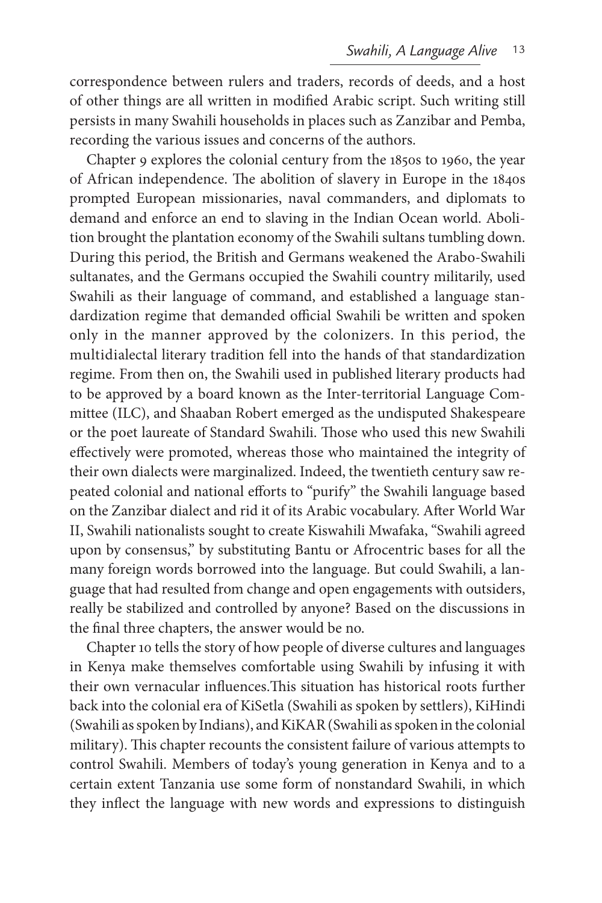correspondence between rulers and traders, records of deeds, and a host of other things are all written in modified Arabic script. Such writing still persists in many Swahili households in places such as Zanzibar and Pemba, recording the various issues and concerns of the authors.

Chapter 9 explores the colonial century from the 1850s to 1960, the year of African independence. The abolition of slavery in Europe in the 1840s prompted European missionaries, naval commanders, and diplomats to demand and enforce an end to slaving in the Indian Ocean world. Abolition brought the plantation economy of the Swahili sultans tumbling down. During this period, the British and Germans weakened the Arabo-Swahili sultanates, and the Germans occupied the Swahili country militarily, used Swahili as their language of command, and established a language standardization regime that demanded official Swahili be written and spoken only in the manner approved by the colonizers. In this period, the multidialectal literary tradition fell into the hands of that standardization regime. From then on, the Swahili used in published literary products had to be approved by a board known as the Inter-territorial Language Committee (ILC), and Shaaban Robert emerged as the undisputed Shakespeare or the poet laureate of Standard Swahili. Those who used this new Swahili effectively were promoted, whereas those who maintained the integrity of their own dialects were marginalized. Indeed, the twentieth century saw repeated colonial and national efforts to "purify" the Swahili language based on the Zanzibar dialect and rid it of its Arabic vocabulary. After World War II, Swahili nationalists sought to create Kiswahili Mwafaka, "Swahili agreed upon by consensus," by substituting Bantu or Afrocentric bases for all the many foreign words borrowed into the language. But could Swahili, a language that had resulted from change and open engagements with outsiders, really be stabilized and controlled by anyone? Based on the discussions in the final three chapters, the answer would be no.

Chapter 10 tells the story of how people of diverse cultures and languages in Kenya make themselves comfortable using Swahili by infusing it with their own vernacular influences. This situation has historical roots further back into the colonial era of KiSetla (Swahili as spoken by settlers), KiHindi (Swahili as spoken by Indians), and KiKAR (Swahili as spoken in the colonial military). This chapter recounts the consistent failure of various attempts to control Swahili. Members of today's young generation in Kenya and to a certain extent Tanzania use some form of nonstandard Swahili, in which they inflect the language with new words and expressions to distinguish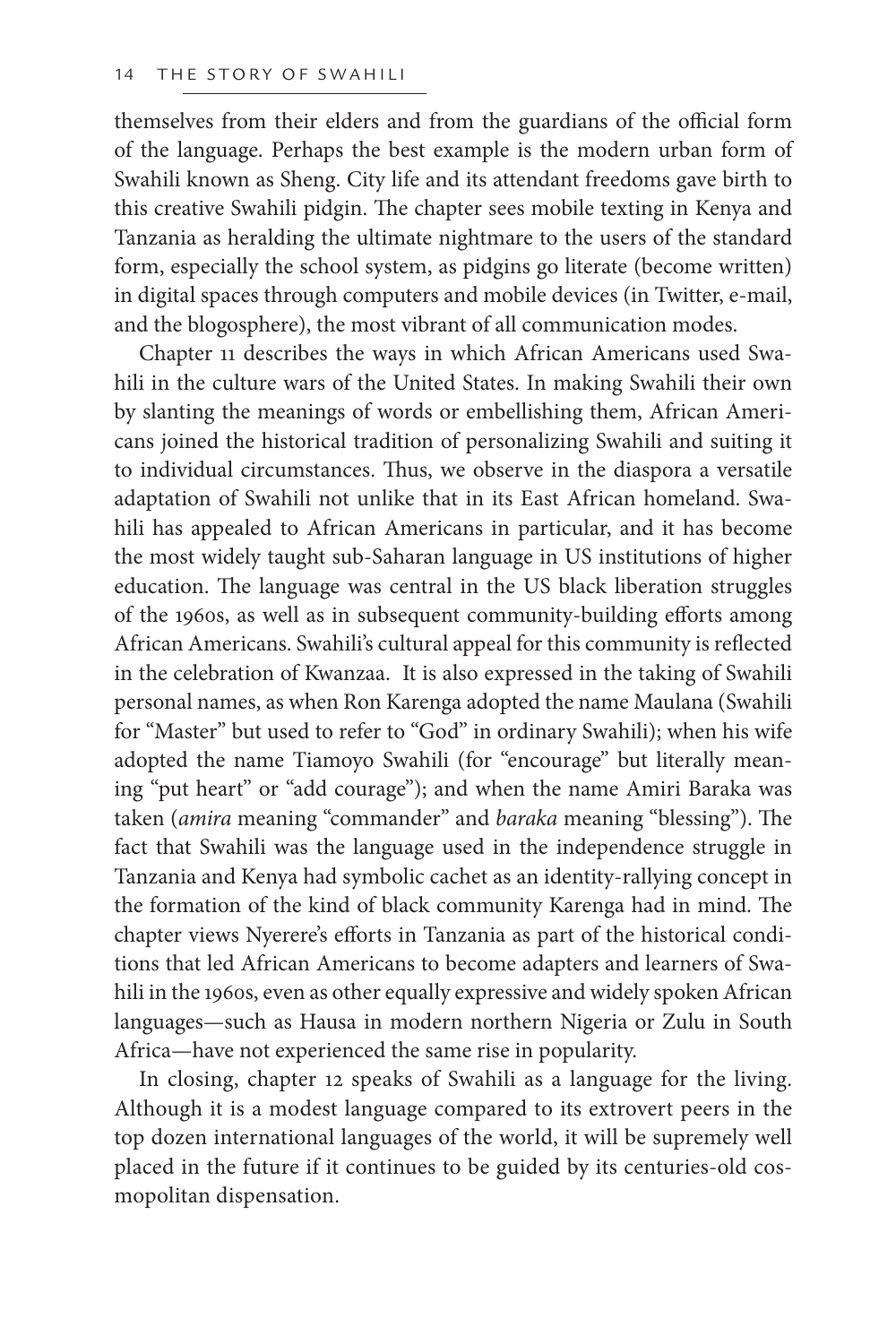themselves from their elders and from the guardians of the official form of the language. Perhaps the best example is the modern urban form of Swahili known as Sheng. City life and its attendant freedoms gave birth to this creative Swahili pidgin. The chapter sees mobile texting in Kenya and Tanzania as heralding the ultimate nightmare to the users of the standard form, especially the school system, as pidgins go literate (become written) in digital spaces through computers and mobile devices (in Twitter, e-mail, and the blogosphere), the most vibrant of all communication modes.

Chapter 11 describes the ways in which African Americans used Swahili in the culture wars of the United States. In making Swahili their own by slanting the meanings of words or embellishing them, African Americans joined the historical tradition of personalizing Swahili and suiting it to individual circumstances. Thus, we observe in the diaspora a versatile adaptation of Swahili not unlike that in its East African homeland. Swahili has appealed to African Americans in particular, and it has become the most widely taught sub-Saharan language in US institutions of higher education. The language was central in the US black liberation struggles of the 1960s, as well as in subsequent community-building efforts among African Americans. Swahili's cultural appeal for this community is reflected in the celebration of Kwanzaa. It is also expressed in the taking of Swahili personal names, as when Ron Karenga adopted the name Maulana (Swahili for "Master" but used to refer to "God" in ordinary Swahili); when his wife adopted the name Tiamoyo Swahili (for "encourage" but literally meaning "put heart" or "add courage"); and when the name Amiri Baraka was taken (*amira* meaning "commander" and *baraka* meaning "blessing"). The fact that Swahili was the language used in the independence struggle in Tanzania and Kenya had symbolic cachet as an identity-rallying concept in the formation of the kind of black community Karenga had in mind. The chapter views Nyerere's efforts in Tanzania as part of the historical conditions that led African Americans to become adapters and learners of Swahili in the 1960s, even as other equally expressive and widely spoken African languages—such as Hausa in modern northern Nigeria or Zulu in South Africa—have not experienced the same rise in popularity.

In closing, chapter 12 speaks of Swahili as a language for the living. Although it is a modest language compared to its extrovert peers in the top dozen international languages of the world, it will be supremely well placed in the future if it continues to be guided by its centuries-old cosmopolitan dispensation.